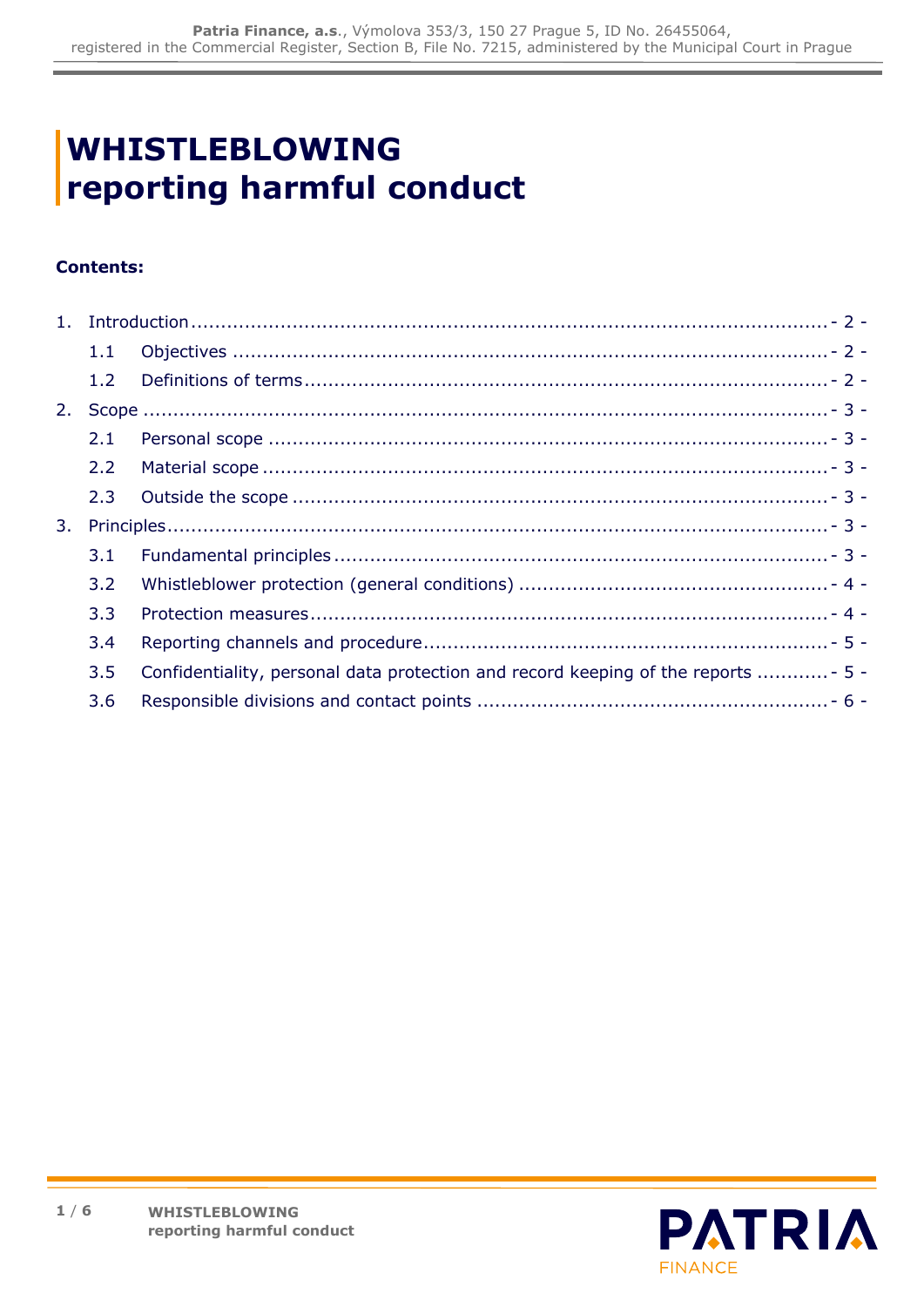# WHISTLEBLOWING reporting harmful conduct

**Contents:**

1. Introduction - 2 -
   - 1.1 Objectives - 2 -
   - 1.2 Definitions of terms - 2 -
2. Scope - 3 -
   - 2.1 Personal scope - 3 -
   - 2.2 Material scope - 3 -
   - 2.3 Outside the scope - 3 -
3. Principles - 3 -
   - 3.1 Fundamental principles - 3 -
   - 3.2 Whistleblower protection (general conditions) - 4 -
   - 3.3 Protection measures - 4 -
   - 3.4 Reporting channels and procedure - 5 -
   - 3.5 Confidentiality, personal data protection and record keeping of the reports - 5 -
   - 3.6 Responsible divisions and contact points - 6 -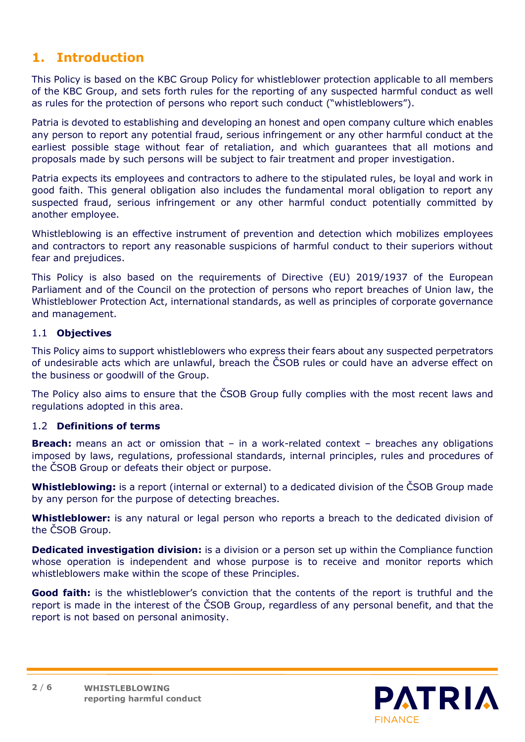# 1. Introduction

This Policy is based on the KBC Group Policy for whistleblower protection applicable to all members of the KBC Group, and sets forth rules for the reporting of any suspected harmful conduct as well as rules for the protection of persons who report such conduct ("whistleblowers").

Patria is devoted to establishing and developing an honest and open company culture which enables any person to report any potential fraud, serious infringement or any other harmful conduct at the earliest possible stage without fear of retaliation, and which guarantees that all motions and proposals made by such persons will be subject to fair treatment and proper investigation.

Patria expects its employees and contractors to adhere to the stipulated rules, be loyal and work in good faith. This general obligation also includes the fundamental moral obligation to report any suspected fraud, serious infringement or any other harmful conduct potentially committed by another employee.

Whistleblowing is an effective instrument of prevention and detection which mobilizes employees and contractors to report any reasonable suspicions of harmful conduct to their superiors without fear and prejudices.

This Policy is also based on the requirements of Directive (EU) 2019/1937 of the European Parliament and of the Council on the protection of persons who report breaches of Union law, the Whistleblower Protection Act, international standards, as well as principles of corporate governance and management.

## 1.1 Objectives

This Policy aims to support whistleblowers who express their fears about any suspected perpetrators of undesirable acts which are unlawful, breach the ČSOB rules or could have an adverse effect on the business or goodwill of the Group.

The Policy also aims to ensure that the ČSOB Group fully complies with the most recent laws and regulations adopted in this area.

## 1.2 Definitions of terms

**Breach:** means an act or omission that – in a work-related context – breaches any obligations imposed by laws, regulations, professional standards, internal principles, rules and procedures of the ČSOB Group or defeats their object or purpose.

**Whistleblowing:** is a report (internal or external) to a dedicated division of the ČSOB Group made by any person for the purpose of detecting breaches.

**Whistleblower:** is any natural or legal person who reports a breach to the dedicated division of the ČSOB Group.

**Dedicated investigation division:** is a division or a person set up within the Compliance function whose operation is independent and whose purpose is to receive and monitor reports which whistleblowers make within the scope of these Principles.

**Good faith:** is the whistleblower's conviction that the contents of the report is truthful and the report is made in the interest of the ČSOB Group, regardless of any personal benefit, and that the report is not based on personal animosity.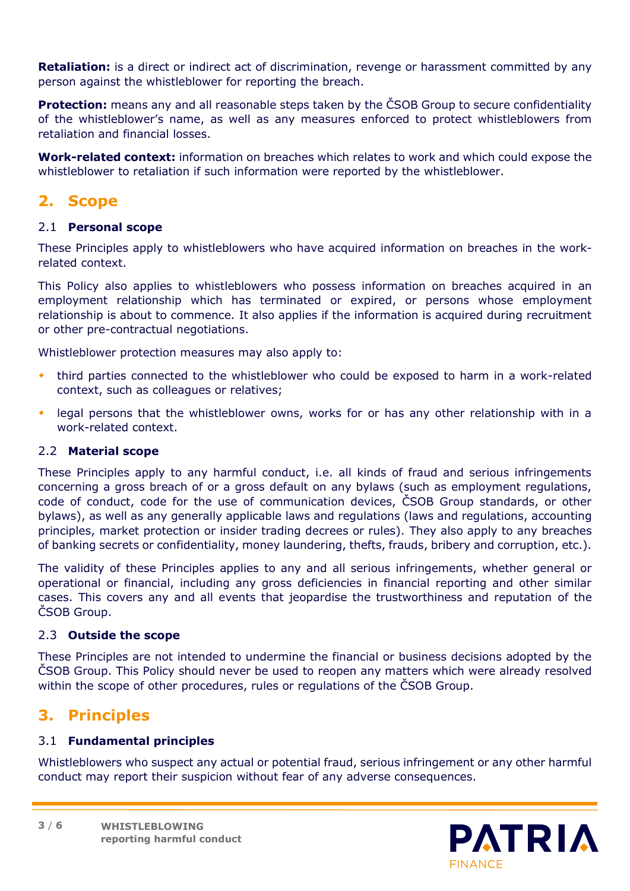**Retaliation:** is a direct or indirect act of discrimination, revenge or harassment committed by any person against the whistleblower for reporting the breach.

**Protection:** means any and all reasonable steps taken by the ČSOB Group to secure confidentiality of the whistleblower's name, as well as any measures enforced to protect whistleblowers from retaliation and financial losses.

**Work-related context:** information on breaches which relates to work and which could expose the whistleblower to retaliation if such information were reported by the whistleblower.

## 2. Scope

### 2.1 Personal scope

These Principles apply to whistleblowers who have acquired information on breaches in the work-related context.

This Policy also applies to whistleblowers who possess information on breaches acquired in an employment relationship which has terminated or expired, or persons whose employment relationship is about to commence. It also applies if the information is acquired during recruitment or other pre-contractual negotiations.

Whistleblower protection measures may also apply to:

- third parties connected to the whistleblower who could be exposed to harm in a work-related context, such as colleagues or relatives;
- legal persons that the whistleblower owns, works for or has any other relationship with in a work-related context.

### 2.2 Material scope

These Principles apply to any harmful conduct, i.e. all kinds of fraud and serious infringements concerning a gross breach of or a gross default on any bylaws (such as employment regulations, code of conduct, code for the use of communication devices, ČSOB Group standards, or other bylaws), as well as any generally applicable laws and regulations (laws and regulations, accounting principles, market protection or insider trading decrees or rules). They also apply to any breaches of banking secrets or confidentiality, money laundering, thefts, frauds, bribery and corruption, etc.).

The validity of these Principles applies to any and all serious infringements, whether general or operational or financial, including any gross deficiencies in financial reporting and other similar cases. This covers any and all events that jeopardise the trustworthiness and reputation of the ČSOB Group.

### 2.3 Outside the scope

These Principles are not intended to undermine the financial or business decisions adopted by the ČSOB Group. This Policy should never be used to reopen any matters which were already resolved within the scope of other procedures, rules or regulations of the ČSOB Group.

## 3. Principles

### 3.1 Fundamental principles

Whistleblowers who suspect any actual or potential fraud, serious infringement or any other harmful conduct may report their suspicion without fear of any adverse consequences.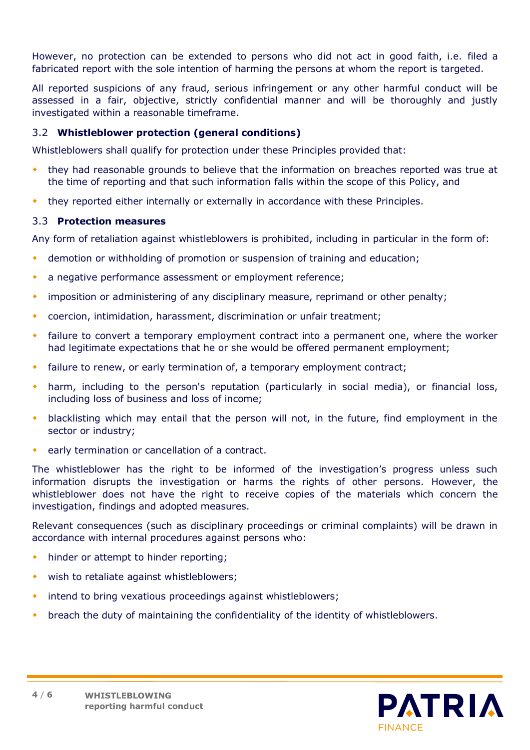However, no protection can be extended to persons who did not act in good faith, i.e. filed a fabricated report with the sole intention of harming the persons at whom the report is targeted.

All reported suspicions of any fraud, serious infringement or any other harmful conduct will be assessed in a fair, objective, strictly confidential manner and will be thoroughly and justly investigated within a reasonable timeframe.

### 3.2 **Whistleblower protection (general conditions)**

Whistleblowers shall qualify for protection under these Principles provided that:

- they had reasonable grounds to believe that the information on breaches reported was true at the time of reporting and that such information falls within the scope of this Policy, and
- they reported either internally or externally in accordance with these Principles.

### 3.3 **Protection measures**

Any form of retaliation against whistleblowers is prohibited, including in particular in the form of:

- demotion or withholding of promotion or suspension of training and education;
- a negative performance assessment or employment reference;
- imposition or administering of any disciplinary measure, reprimand or other penalty;
- coercion, intimidation, harassment, discrimination or unfair treatment;
- failure to convert a temporary employment contract into a permanent one, where the worker had legitimate expectations that he or she would be offered permanent employment;
- failure to renew, or early termination of, a temporary employment contract;
- harm, including to the person's reputation (particularly in social media), or financial loss, including loss of business and loss of income;
- blacklisting which may entail that the person will not, in the future, find employment in the sector or industry;
- early termination or cancellation of a contract.

The whistleblower has the right to be informed of the investigation's progress unless such information disrupts the investigation or harms the rights of other persons. However, the whistleblower does not have the right to receive copies of the materials which concern the investigation, findings and adopted measures.

Relevant consequences (such as disciplinary proceedings or criminal complaints) will be drawn in accordance with internal procedures against persons who:

- hinder or attempt to hinder reporting;
- wish to retaliate against whistleblowers;
- intend to bring vexatious proceedings against whistleblowers;
- breach the duty of maintaining the confidentiality of the identity of whistleblowers.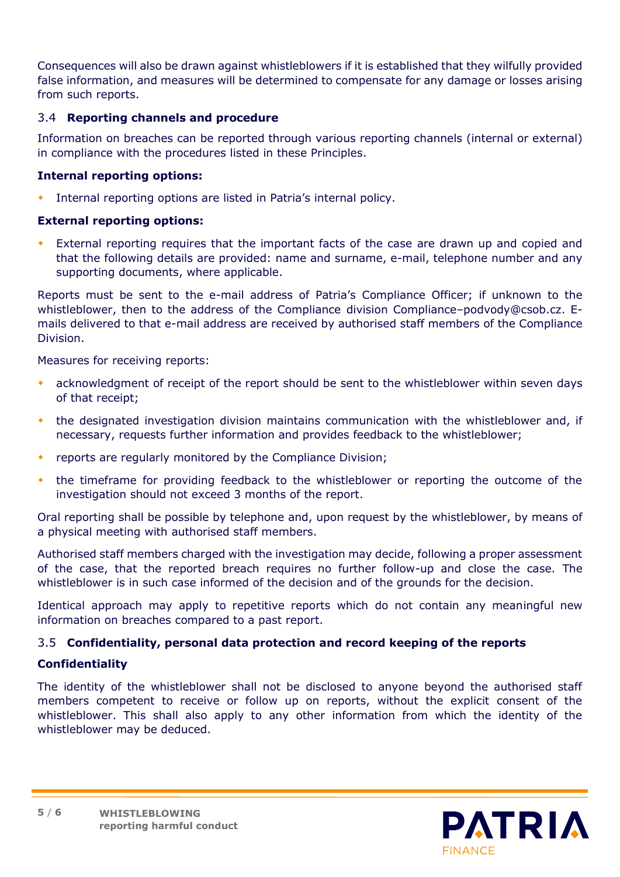Consequences will also be drawn against whistleblowers if it is established that they wilfully provided false information, and measures will be determined to compensate for any damage or losses arising from such reports.

### 3.4 Reporting channels and procedure

Information on breaches can be reported through various reporting channels (internal or external) in compliance with the procedures listed in these Principles.

**Internal reporting options:**

- Internal reporting options are listed in Patria's internal policy.

**External reporting options:**

- External reporting requires that the important facts of the case are drawn up and copied and that the following details are provided: name and surname, e-mail, telephone number and any supporting documents, where applicable.

Reports must be sent to the e-mail address of Patria's Compliance Officer; if unknown to the whistleblower, then to the address of the Compliance division Compliance–podvody@csob.cz. E-mails delivered to that e-mail address are received by authorised staff members of the Compliance Division.

Measures for receiving reports:

- acknowledgment of receipt of the report should be sent to the whistleblower within seven days of that receipt;
- the designated investigation division maintains communication with the whistleblower and, if necessary, requests further information and provides feedback to the whistleblower;
- reports are regularly monitored by the Compliance Division;
- the timeframe for providing feedback to the whistleblower or reporting the outcome of the investigation should not exceed 3 months of the report.

Oral reporting shall be possible by telephone and, upon request by the whistleblower, by means of a physical meeting with authorised staff members.

Authorised staff members charged with the investigation may decide, following a proper assessment of the case, that the reported breach requires no further follow-up and close the case. The whistleblower is in such case informed of the decision and of the grounds for the decision.

Identical approach may apply to repetitive reports which do not contain any meaningful new information on breaches compared to a past report.

### 3.5 Confidentiality, personal data protection and record keeping of the reports

**Confidentiality**

The identity of the whistleblower shall not be disclosed to anyone beyond the authorised staff members competent to receive or follow up on reports, without the explicit consent of the whistleblower. This shall also apply to any other information from which the identity of the whistleblower may be deduced.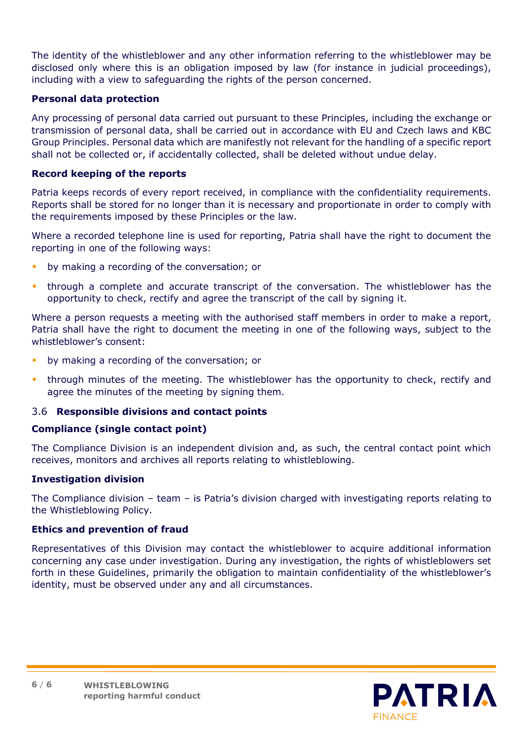The identity of the whistleblower and any other information referring to the whistleblower may be disclosed only where this is an obligation imposed by law (for instance in judicial proceedings), including with a view to safeguarding the rights of the person concerned.

**Personal data protection**

Any processing of personal data carried out pursuant to these Principles, including the exchange or transmission of personal data, shall be carried out in accordance with EU and Czech laws and KBC Group Principles. Personal data which are manifestly not relevant for the handling of a specific report shall not be collected or, if accidentally collected, shall be deleted without undue delay.

**Record keeping of the reports**

Patria keeps records of every report received, in compliance with the confidentiality requirements. Reports shall be stored for no longer than it is necessary and proportionate in order to comply with the requirements imposed by these Principles or the law.

Where a recorded telephone line is used for reporting, Patria shall have the right to document the reporting in one of the following ways:

- by making a recording of the conversation; or
- through a complete and accurate transcript of the conversation. The whistleblower has the opportunity to check, rectify and agree the transcript of the call by signing it.

Where a person requests a meeting with the authorised staff members in order to make a report, Patria shall have the right to document the meeting in one of the following ways, subject to the whistleblower's consent:

- by making a recording of the conversation; or
- through minutes of the meeting. The whistleblower has the opportunity to check, rectify and agree the minutes of the meeting by signing them.

### 3.6 Responsible divisions and contact points

**Compliance (single contact point)**

The Compliance Division is an independent division and, as such, the central contact point which receives, monitors and archives all reports relating to whistleblowing.

**Investigation division**

The Compliance division – team – is Patria's division charged with investigating reports relating to the Whistleblowing Policy.

**Ethics and prevention of fraud**

Representatives of this Division may contact the whistleblower to acquire additional information concerning any case under investigation. During any investigation, the rights of whistleblowers set forth in these Guidelines, primarily the obligation to maintain confidentiality of the whistleblower's identity, must be observed under any and all circumstances.